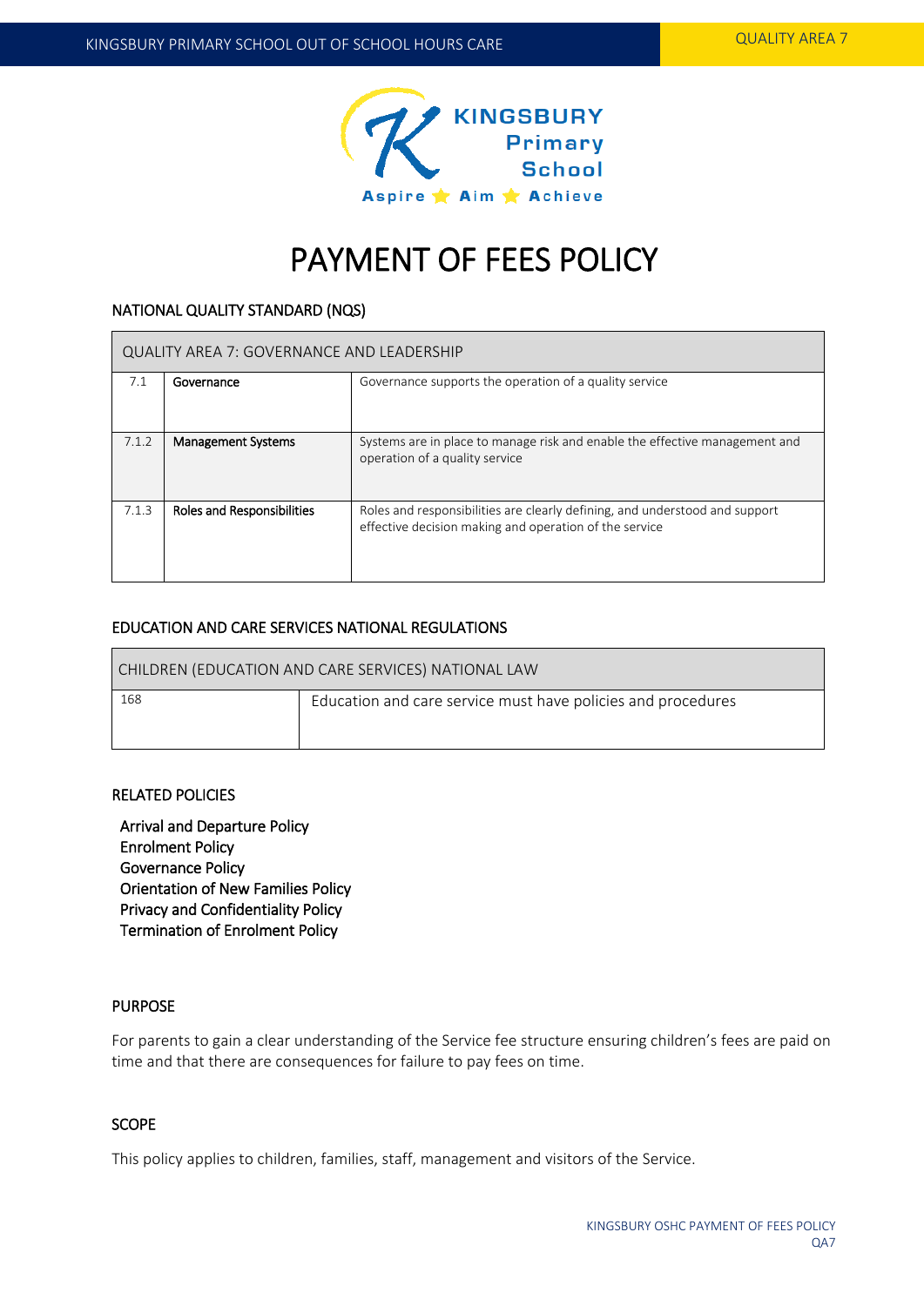# PAYMENT OF FEES POLICY

## NATIONAL QUALITY STANDARD (NQS)

| QUALITY AREA 7: GOVERNANCE AND LEADERSHIP | | |
|---|---|---|
| 7.1 | Governance | Governance supports the operation of a quality service |
| 7.1.2 | Management Systems | Systems are in place to manage risk and enable the effective management and operation of a quality service |
| 7.1.3 | Roles and Responsibilities | Roles and responsibilities are clearly defining, and understood and support effective decision making and operation of the service |

## EDUCATION AND CARE SERVICES NATIONAL REGULATIONS

| CHILDREN (EDUCATION AND CARE SERVICES) NATIONAL LAW | |
|---|---|
| 168 | Education and care service must have policies and procedures |

## RELATED POLICIES

Arrival and Departure Policy
Enrolment Policy
Governance Policy
Orientation of New Families Policy
Privacy and Confidentiality Policy
Termination of Enrolment Policy

## PURPOSE

For parents to gain a clear understanding of the Service fee structure ensuring children's fees are paid on time and that there are consequences for failure to pay fees on time.

## SCOPE

This policy applies to children, families, staff, management and visitors of the Service.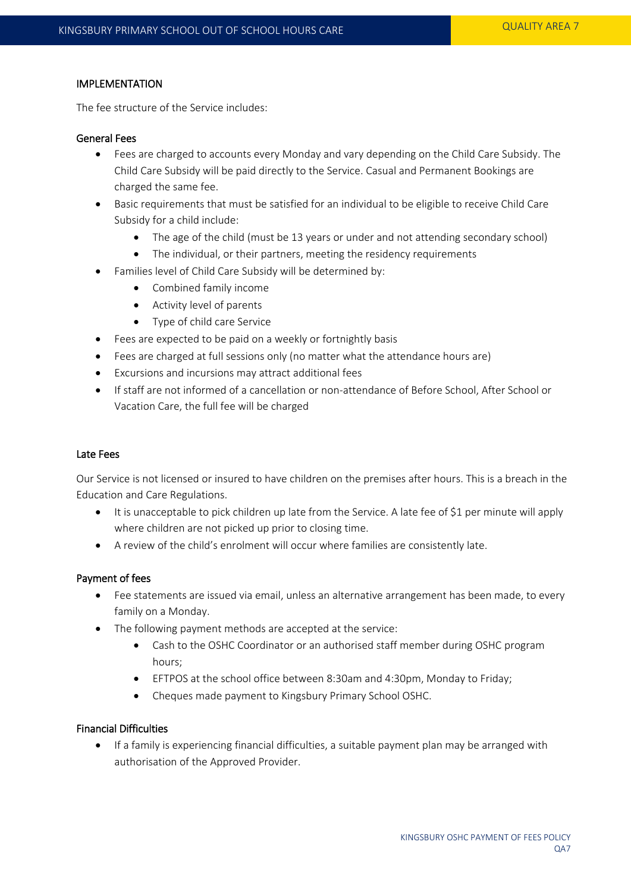## IMPLEMENTATION

The fee structure of the Service includes:

### General Fees

- Fees are charged to accounts every Monday and vary depending on the Child Care Subsidy. The Child Care Subsidy will be paid directly to the Service. Casual and Permanent Bookings are charged the same fee.
- Basic requirements that must be satisfied for an individual to be eligible to receive Child Care Subsidy for a child include:
    - The age of the child (must be 13 years or under and not attending secondary school)
    - The individual, or their partners, meeting the residency requirements
- Families level of Child Care Subsidy will be determined by:
    - Combined family income
    - Activity level of parents
    - Type of child care Service
- Fees are expected to be paid on a weekly or fortnightly basis
- Fees are charged at full sessions only (no matter what the attendance hours are)
- Excursions and incursions may attract additional fees
- If staff are not informed of a cancellation or non-attendance of Before School, After School or Vacation Care, the full fee will be charged

### Late Fees

Our Service is not licensed or insured to have children on the premises after hours. This is a breach in the Education and Care Regulations.

- It is unacceptable to pick children up late from the Service. A late fee of $1 per minute will apply where children are not picked up prior to closing time.
- A review of the child's enrolment will occur where families are consistently late.

### Payment of fees

- Fee statements are issued via email, unless an alternative arrangement has been made, to every family on a Monday.
- The following payment methods are accepted at the service:
    - Cash to the OSHC Coordinator or an authorised staff member during OSHC program hours;
    - EFTPOS at the school office between 8:30am and 4:30pm, Monday to Friday;
    - Cheques made payment to Kingsbury Primary School OSHC.

### Financial Difficulties

- If a family is experiencing financial difficulties, a suitable payment plan may be arranged with authorisation of the Approved Provider.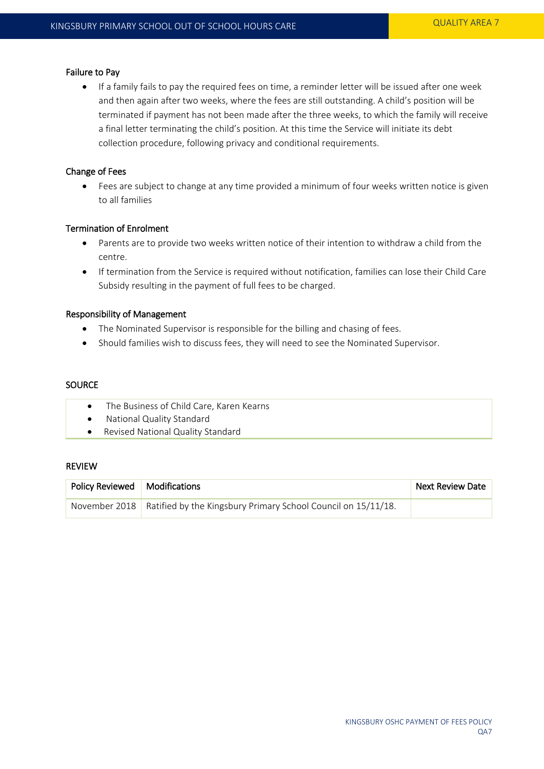### Failure to Pay

- If a family fails to pay the required fees on time, a reminder letter will be issued after one week and then again after two weeks, where the fees are still outstanding. A child's position will be terminated if payment has not been made after the three weeks, to which the family will receive a final letter terminating the child's position. At this time the Service will initiate its debt collection procedure, following privacy and conditional requirements.

### Change of Fees

- Fees are subject to change at any time provided a minimum of four weeks written notice is given to all families

### Termination of Enrolment

- Parents are to provide two weeks written notice of their intention to withdraw a child from the centre.
- If termination from the Service is required without notification, families can lose their Child Care Subsidy resulting in the payment of full fees to be charged.

### Responsibility of Management

- The Nominated Supervisor is responsible for the billing and chasing of fees.
- Should families wish to discuss fees, they will need to see the Nominated Supervisor.

## SOURCE

- The Business of Child Care, Karen Kearns
- National Quality Standard
- Revised National Quality Standard

## REVIEW

| Policy Reviewed | Modifications | Next Review Date |
| --- | --- | --- |
| November 2018 | Ratified by the Kingsbury Primary School Council on 15/11/18. | |